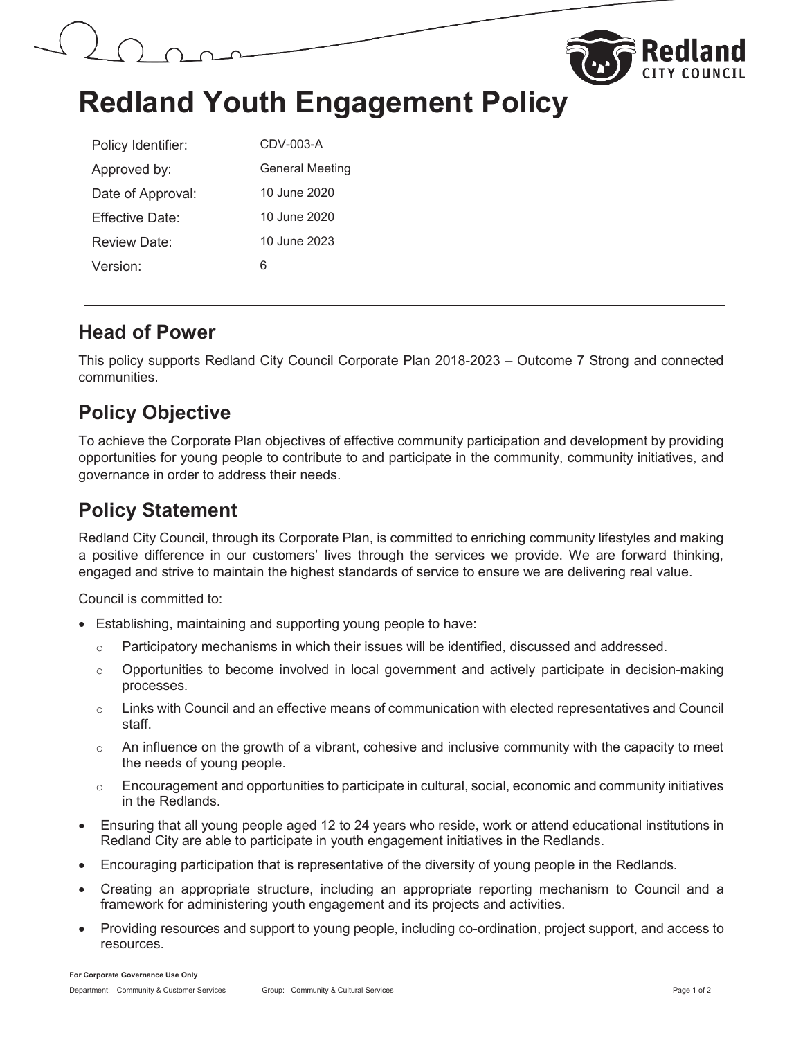# Redland Youth Engagement Policy

| | |
|---|---|
| Policy Identifier: | CDV-003-A |
| Approved by: | General Meeting |
| Date of Approval: | 10 June 2020 |
| Effective Date: | 10 June 2020 |
| Review Date: | 10 June 2023 |
| Version: | 6 |

## Head of Power

This policy supports Redland City Council Corporate Plan 2018-2023 – Outcome 7 Strong and connected communities.

## Policy Objective

To achieve the Corporate Plan objectives of effective community participation and development by providing opportunities for young people to contribute to and participate in the community, community initiatives, and governance in order to address their needs.

## Policy Statement

Redland City Council, through its Corporate Plan, is committed to enriching community lifestyles and making a positive difference in our customers' lives through the services we provide. We are forward thinking, engaged and strive to maintain the highest standards of service to ensure we are delivering real value.

Council is committed to:

- Establishing, maintaining and supporting young people to have:
  - Participatory mechanisms in which their issues will be identified, discussed and addressed.
  - Opportunities to become involved in local government and actively participate in decision-making processes.
  - Links with Council and an effective means of communication with elected representatives and Council staff.
  - An influence on the growth of a vibrant, cohesive and inclusive community with the capacity to meet the needs of young people.
  - Encouragement and opportunities to participate in cultural, social, economic and community initiatives in the Redlands.
- Ensuring that all young people aged 12 to 24 years who reside, work or attend educational institutions in Redland City are able to participate in youth engagement initiatives in the Redlands.
- Encouraging participation that is representative of the diversity of young people in the Redlands.
- Creating an appropriate structure, including an appropriate reporting mechanism to Council and a framework for administering youth engagement and its projects and activities.
- Providing resources and support to young people, including co-ordination, project support, and access to resources.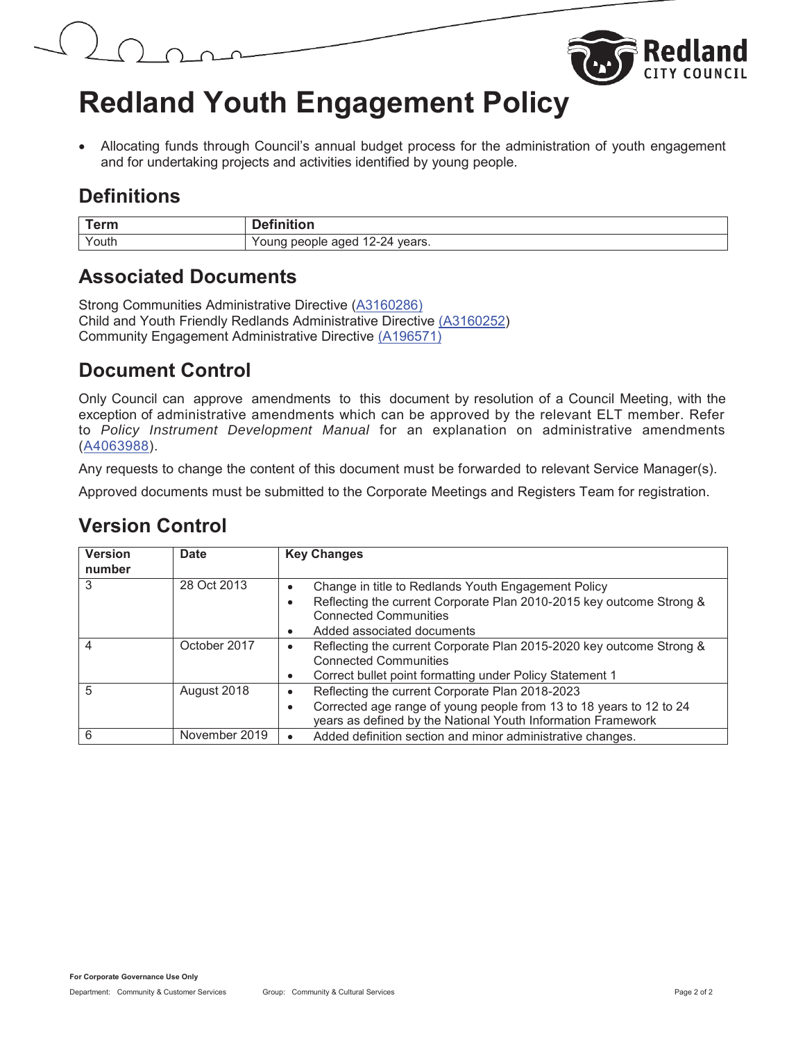# Redland Youth Engagement Policy

- Allocating funds through Council's annual budget process for the administration of youth engagement and for undertaking projects and activities identified by young people.

## Definitions

| Term | Definition |
|---|---|
| Youth | Young people aged 12-24 years. |

## Associated Documents

Strong Communities Administrative Directive (A3160286)
Child and Youth Friendly Redlands Administrative Directive (A3160252)
Community Engagement Administrative Directive (A196571)

## Document Control

Only Council can approve amendments to this document by resolution of a Council Meeting, with the exception of administrative amendments which can be approved by the relevant ELT member. Refer to *Policy Instrument Development Manual* for an explanation on administrative amendments (A4063988).

Any requests to change the content of this document must be forwarded to relevant Service Manager(s).

Approved documents must be submitted to the Corporate Meetings and Registers Team for registration.

## Version Control

| Version number | Date | Key Changes |
|---|---|---|
| 3 | 28 Oct 2013 | • Change in title to Redlands Youth Engagement Policy<br>• Reflecting the current Corporate Plan 2010-2015 key outcome Strong & Connected Communities<br>• Added associated documents |
| 4 | October 2017 | • Reflecting the current Corporate Plan 2015-2020 key outcome Strong & Connected Communities<br>• Correct bullet point formatting under Policy Statement 1 |
| 5 | August 2018 | • Reflecting the current Corporate Plan 2018-2023<br>• Corrected age range of young people from 13 to 18 years to 12 to 24 years as defined by the National Youth Information Framework |
| 6 | November 2019 | • Added definition section and minor administrative changes. |

**For Corporate Governance Use Only**
Department: Community & Customer Services Group: Community & Cultural Services